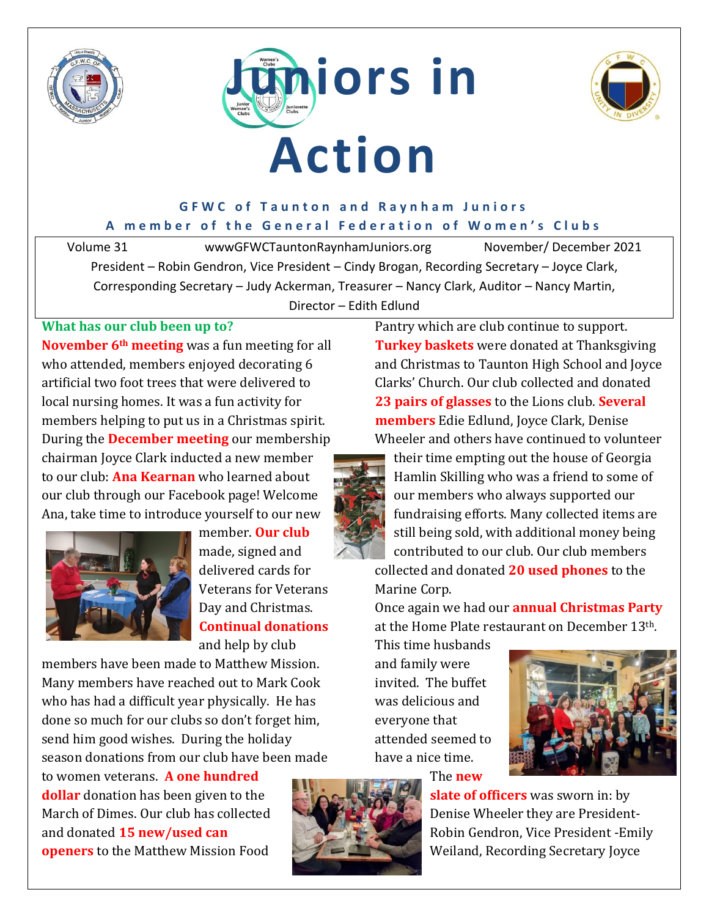# Juniors in Action

**GFWC of Taunton and Raynham Juniors**

**A member of the General Federation of Women's Clubs**

Volume 31 wwwGFWCTauntonRaynhamJuniors.org November/ December 2021

President – Robin Gendron, Vice President – Cindy Brogan, Recording Secretary – Joyce Clark, Corresponding Secretary – Judy Ackerman, Treasurer – Nancy Clark, Auditor – Nancy Martin, Director – Edith Edlund

## What has our club been up to?

**November 6th meeting** was a fun meeting for all who attended, members enjoyed decorating 6 artificial two foot trees that were delivered to local nursing homes. It was a fun activity for members helping to put us in a Christmas spirit. During the **December meeting** our membership chairman Joyce Clark inducted a new member to our club: **Ana Kearnan** who learned about our club through our Facebook page! Welcome Ana, take time to introduce yourself to our new member. **Our club** made, signed and delivered cards for Veterans for Veterans Day and Christmas. **Continual donations** and help by club members have been made to Matthew Mission. Many members have reached out to Mark Cook who has had a difficult year physically. He has done so much for our clubs so don't forget him, send him good wishes. During the holiday season donations from our club have been made to women veterans. **A one hundred dollar** donation has been given to the March of Dimes. Our club has collected and donated **15 new/used can openers** to the Matthew Mission Food Pantry which are club continue to support. **Turkey baskets** were donated at Thanksgiving and Christmas to Taunton High School and Joyce Clarks' Church. Our club collected and donated **23 pairs of glasses** to the Lions club. **Several members** Edie Edlund, Joyce Clark, Denise Wheeler and others have continued to volunteer their time empting out the house of Georgia Hamlin Skilling who was a friend to some of our members who always supported our fundraising efforts. Many collected items are still being sold, with additional money being contributed to our club. Our club members collected and donated **20 used phones** to the Marine Corp.

Once again we had our **annual Christmas Party** at the Home Plate restaurant on December 13th. This time husbands and family were invited. The buffet was delicious and everyone that attended seemed to have a nice time.

The **new slate of officers** was sworn in: by Denise Wheeler they are President-Robin Gendron, Vice President -Emily Weiland, Recording Secretary Joyce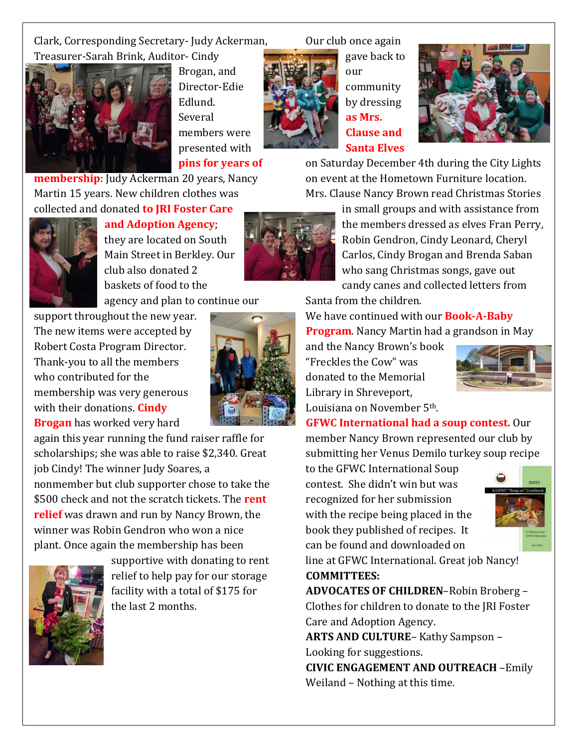Clark, Corresponding Secretary- Judy Ackerman, Treasurer-Sarah Brink, Auditor- Cindy Brogan, and Director-Edie Edlund. Several members were presented with **pins for years of membership**: Judy Ackerman 20 years, Nancy Martin 15 years. New children clothes was collected and donated **to JRI Foster Care and Adoption Agency**; they are located on South Main Street in Berkley. Our club also donated 2 baskets of food to the agency and plan to continue our support throughout the new year. The new items were accepted by Robert Costa Program Director. Thank-you to all the members who contributed for the membership was very generous with their donations. **Cindy Brogan** has worked very hard again this year running the fund raiser raffle for scholarships; she was able to raise $2,340. Great job Cindy! The winner Judy Soares, a nonmember but club supporter chose to take the $500 check and not the scratch tickets. The **rent relief** was drawn and run by Nancy Brown, the winner was Robin Gendron who won a nice plant. Once again the membership has been supportive with donating to rent relief to help pay for our storage facility with a total of $175 for the last 2 months.

Our club once again gave back to our community by dressing **as Mrs. Clause and Santa Elves** on Saturday December 4th during the City Lights on event at the Hometown Furniture location. Mrs. Clause Nancy Brown read Christmas Stories in small groups and with assistance from the members dressed as elves Fran Perry, Robin Gendron, Cindy Leonard, Cheryl Carlos, Cindy Brogan and Brenda Saban who sang Christmas songs, gave out candy canes and collected letters from Santa from the children.

We have continued with our **Book-A-Baby Program**. Nancy Martin had a grandson in May and the Nancy Brown's book "Freckles the Cow" was donated to the Memorial Library in Shreveport, Louisiana on November 5th.

**GFWC International had a soup contest.** Our member Nancy Brown represented our club by submitting her Venus Demilo turkey soup recipe to the GFWC International Soup contest. She didn't win but was recognized for her submission with the recipe being placed in the book they published of recipes. It can be found and downloaded on line at GFWC International. Great job Nancy!

**COMMITTEES:**

**ADVOCATES OF CHILDREN**–Robin Broberg – Clothes for children to donate to the JRI Foster Care and Adoption Agency.

**ARTS AND CULTURE**– Kathy Sampson – Looking for suggestions.

**CIVIC ENGAGEMENT AND OUTREACH** –Emily Weiland – Nothing at this time.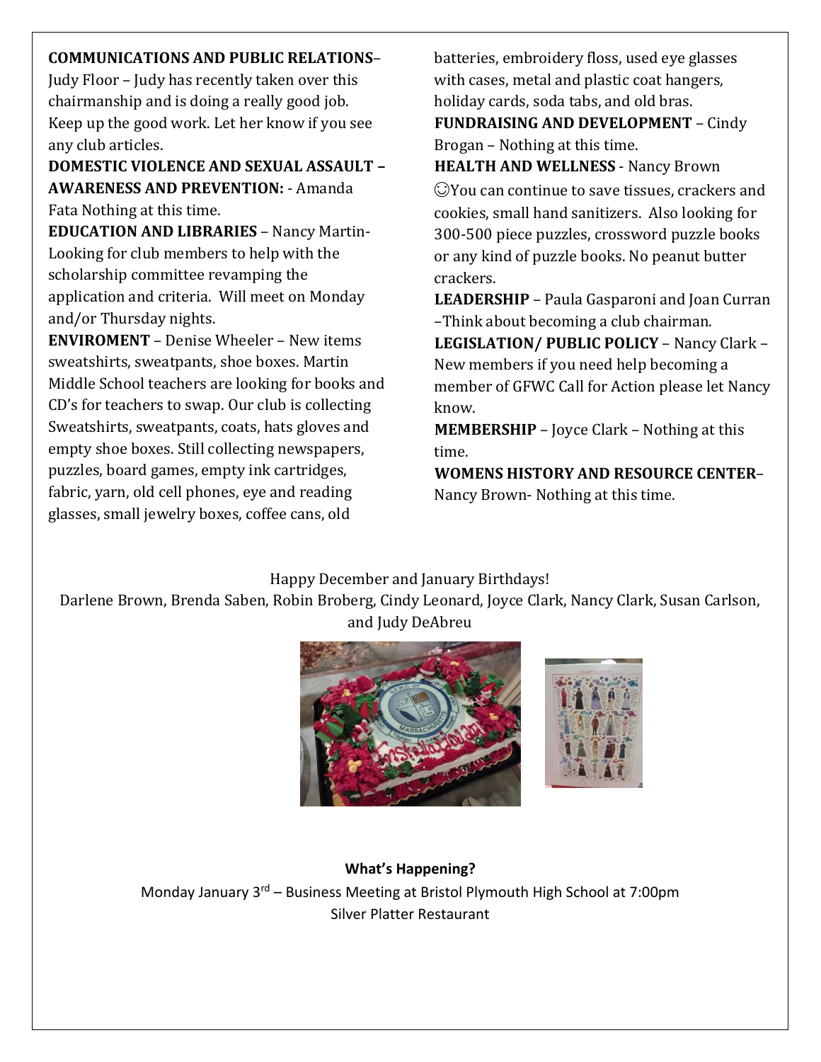**COMMUNICATIONS AND PUBLIC RELATIONS**– Judy Floor – Judy has recently taken over this chairmanship and is doing a really good job. Keep up the good work. Let her know if you see any club articles.

**DOMESTIC VIOLENCE AND SEXUAL ASSAULT – AWARENESS AND PREVENTION:** - Amanda Fata Nothing at this time.

**EDUCATION AND LIBRARIES** – Nancy Martin- Looking for club members to help with the scholarship committee revamping the application and criteria. Will meet on Monday and/or Thursday nights.

**ENVIROMENT** – Denise Wheeler – New items sweatshirts, sweatpants, shoe boxes. Martin Middle School teachers are looking for books and CD's for teachers to swap. Our club is collecting Sweatshirts, sweatpants, coats, hats gloves and empty shoe boxes. Still collecting newspapers, puzzles, board games, empty ink cartridges, fabric, yarn, old cell phones, eye and reading glasses, small jewelry boxes, coffee cans, old batteries, embroidery floss, used eye glasses with cases, metal and plastic coat hangers, holiday cards, soda tabs, and old bras.

**FUNDRAISING AND DEVELOPMENT** – Cindy Brogan – Nothing at this time.

**HEALTH AND WELLNESS** - Nancy Brown ☺You can continue to save tissues, crackers and cookies, small hand sanitizers. Also looking for 300-500 piece puzzles, crossword puzzle books or any kind of puzzle books. No peanut butter crackers.

**LEADERSHIP** – Paula Gasparoni and Joan Curran –Think about becoming a club chairman.

**LEGISLATION/ PUBLIC POLICY** – Nancy Clark – New members if you need help becoming a member of GFWC Call for Action please let Nancy know.

**MEMBERSHIP** – Joyce Clark – Nothing at this time.

**WOMENS HISTORY AND RESOURCE CENTER**– Nancy Brown- Nothing at this time.

Happy December and January Birthdays!
Darlene Brown, Brenda Saben, Robin Broberg, Cindy Leonard, Joyce Clark, Nancy Clark, Susan Carlson, and Judy DeAbreu

**What's Happening?**

Monday January 3rd – Business Meeting at Bristol Plymouth High School at 7:00pm
Silver Platter Restaurant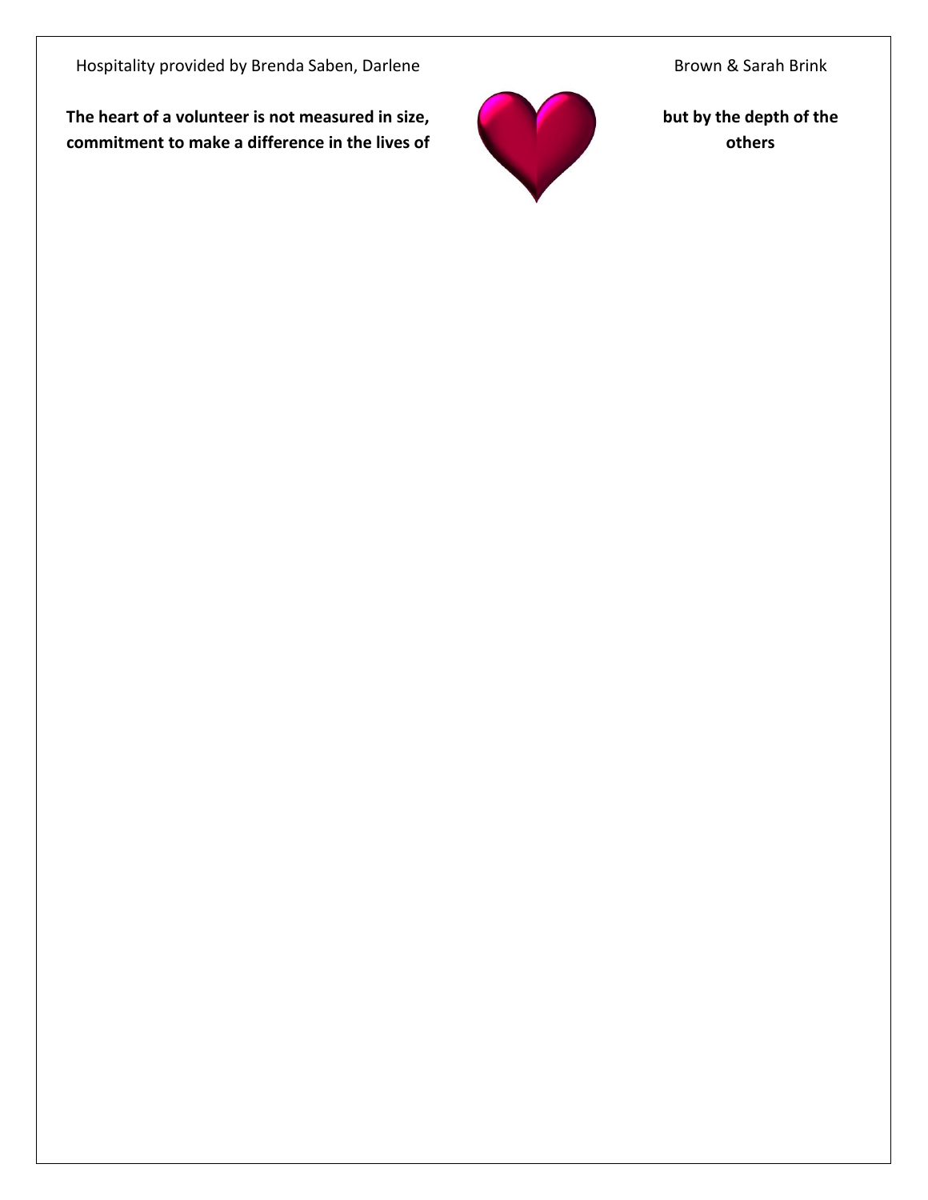Hospitality provided by Brenda Saben, Darlene Brown & Sarah Brink

**The heart of a volunteer is not measured in size, but by the depth of the commitment to make a difference in the lives of others**